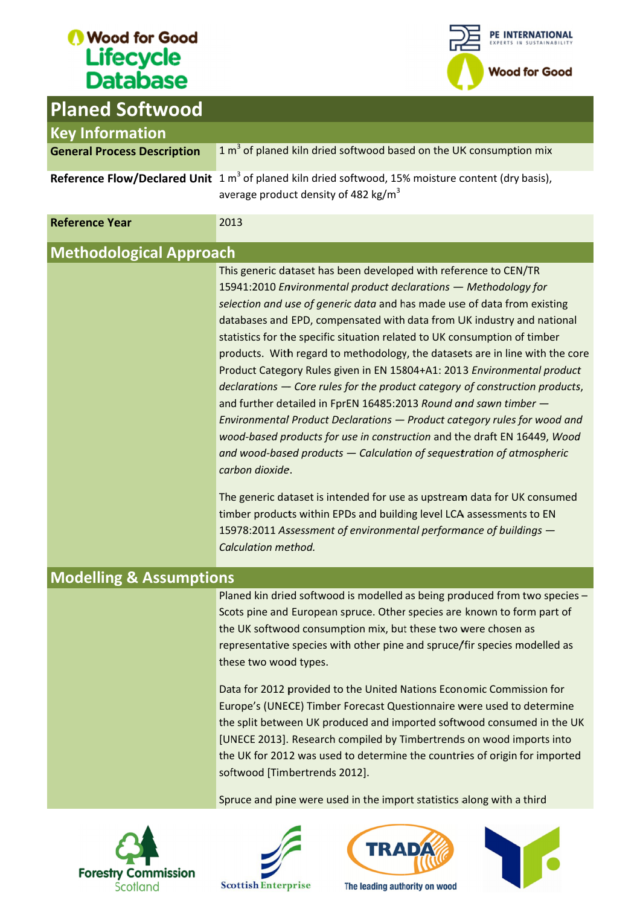# Planed Softwood

## Key Information

| | |
|---|---|
| **General Process Description** | 1 m$^3$ of planed kiln dried softwood based on the UK consumption mix |
| **Reference Flow/Declared Unit** | 1 m$^3$ of planed kiln dried softwood, 15% moisture content (dry basis), average product density of 482 kg/m$^3$ |
| **Reference Year** | 2013 |

## Methodological Approach

This generic dataset has been developed with reference to CEN/TR 15941:2010 *Environmental product declarations — Methodology for selection and use of generic data* and has made use of data from existing databases and EPD, compensated with data from UK industry and national statistics for the specific situation related to UK consumption of timber products. With regard to methodology, the datasets are in line with the core Product Category Rules given in EN 15804+A1: 2013 *Environmental product declarations — Core rules for the product category of construction products*, and further detailed in FprEN 16485:2013 *Round and sawn timber — Environmental Product Declarations — Product category rules for wood and wood-based products for use in construction* and the draft EN 16449, *Wood and wood-based products — Calculation of sequestration of atmospheric carbon dioxide*.

The generic dataset is intended for use as upstream data for UK consumed timber products within EPDs and building level LCA assessments to EN 15978:2011 *Assessment of environmental performance of buildings — Calculation method.*

## Modelling & Assumptions

Planed kin dried softwood is modelled as being produced from two species – Scots pine and European spruce. Other species are known to form part of the UK softwood consumption mix, but these two were chosen as representative species with other pine and spruce/fir species modelled as these two wood types.

Data for 2012 provided to the United Nations Economic Commission for Europe's (UNECE) Timber Forecast Questionnaire were used to determine the split between UK produced and imported softwood consumed in the UK [UNECE 2013]. Research compiled by Timbertrends on wood imports into the UK for 2012 was used to determine the countries of origin for imported softwood [Timbertrends 2012].

Spruce and pine were used in the import statistics along with a third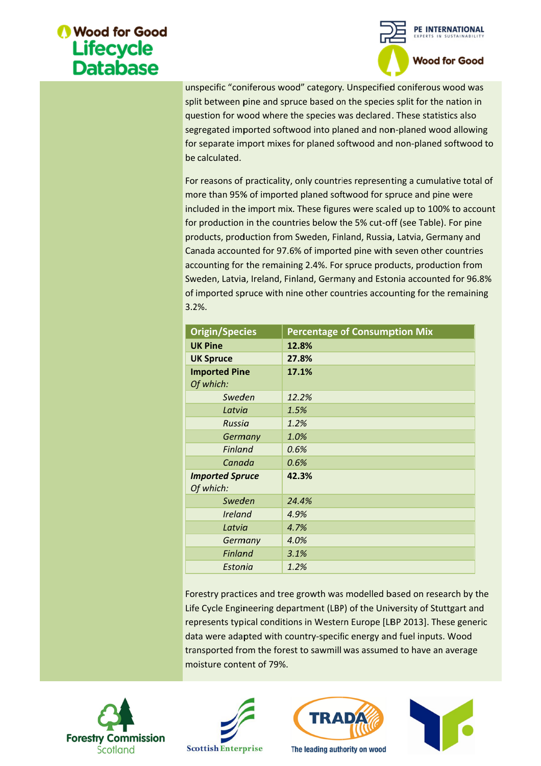unspecific “coniferous wood” category. Unspecified coniferous wood was split between pine and spruce based on the species split for the nation in question for wood where the species was declared. These statistics also segregated imported softwood into planed and non-planed wood allowing for separate import mixes for planed softwood and non-planed softwood to be calculated.

For reasons of practicality, only countries representing a cumulative total of more than 95% of imported planed softwood for spruce and pine were included in the import mix. These figures were scaled up to 100% to account for production in the countries below the 5% cut-off (see Table). For pine products, production from Sweden, Finland, Russia, Latvia, Germany and Canada accounted for 97.6% of imported pine with seven other countries accounting for the remaining 2.4%. For spruce products, production from Sweden, Latvia, Ireland, Finland, Germany and Estonia accounted for 96.8% of imported spruce with nine other countries accounting for the remaining 3.2%.

| Origin/Species | Percentage of Consumption Mix |
|---|---|
| **UK Pine** | **12.8%** |
| **UK Spruce** | **27.8%** |
| **Imported Pine** *Of which:* | **17.1%** |
| *Sweden* | *12.2%* |
| *Latvia* | *1.5%* |
| *Russia* | *1.2%* |
| *Germany* | *1.0%* |
| *Finland* | *0.6%* |
| *Canada* | *0.6%* |
| ***Imported Spruce*** *Of which:* | **42.3%** |
| *Sweden* | *24.4%* |
| *Ireland* | *4.9%* |
| *Latvia* | *4.7%* |
| *Germany* | *4.0%* |
| *Finland* | *3.1%* |
| *Estonia* | *1.2%* |

Forestry practices and tree growth was modelled based on research by the Life Cycle Engineering department (LBP) of the University of Stuttgart and represents typical conditions in Western Europe [LBP 2013]. These generic data were adapted with country-specific energy and fuel inputs. Wood transported from the forest to sawmill was assumed to have an average moisture content of 79%.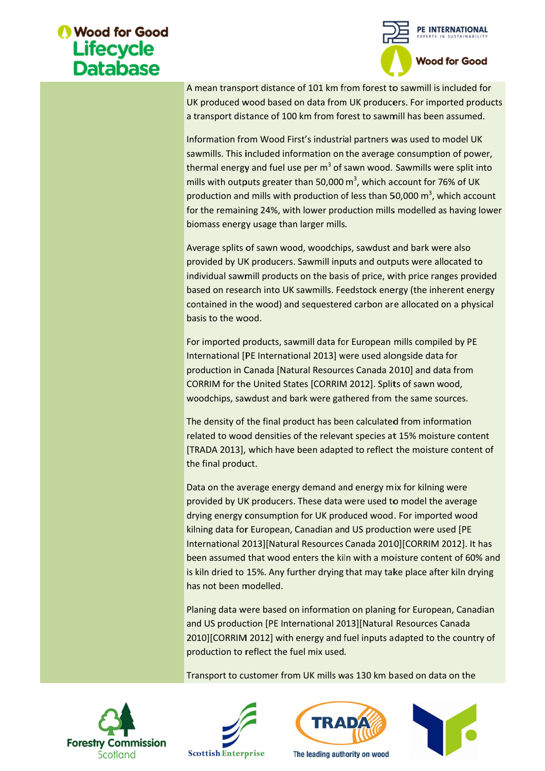A mean transport distance of 101 km from forest to sawmill is included for UK produced wood based on data from UK producers. For imported products a transport distance of 100 km from forest to sawmill has been assumed.

Information from Wood First's industrial partners was used to model UK sawmills. This included information on the average consumption of power, thermal energy and fuel use per $m^3$ of sawn wood. Sawmills were split into mills with outputs greater than 50,000 $m^3$, which account for 76% of UK production and mills with production of less than 50,000 $m^3$, which account for the remaining 24%, with lower production mills modelled as having lower biomass energy usage than larger mills.

Average splits of sawn wood, woodchips, sawdust and bark were also provided by UK producers. Sawmill inputs and outputs were allocated to individual sawmill products on the basis of price, with price ranges provided based on research into UK sawmills. Feedstock energy (the inherent energy contained in the wood) and sequestered carbon are allocated on a physical basis to the wood.

For imported products, sawmill data for European mills compiled by PE International [PE International 2013] were used alongside data for production in Canada [Natural Resources Canada 2010] and data from CORRIM for the United States [CORRIM 2012]. Splits of sawn wood, woodchips, sawdust and bark were gathered from the same sources.

The density of the final product has been calculated from information related to wood densities of the relevant species at 15% moisture content [TRADA 2013], which have been adapted to reflect the moisture content of the final product.

Data on the average energy demand and energy mix for kilning were provided by UK producers. These data were used to model the average drying energy consumption for UK produced wood. For imported wood kilning data for European, Canadian and US production were used [PE International 2013][Natural Resources Canada 2010][CORRIM 2012]. It has been assumed that wood enters the kiln with a moisture content of 60% and is kiln dried to 15%. Any further drying that may take place after kiln drying has not been modelled.

Planing data were based on information on planing for European, Canadian and US production [PE International 2013][Natural Resources Canada 2010][CORRIM 2012] with energy and fuel inputs adapted to the country of production to reflect the fuel mix used.

Transport to customer from UK mills was 130 km based on data on the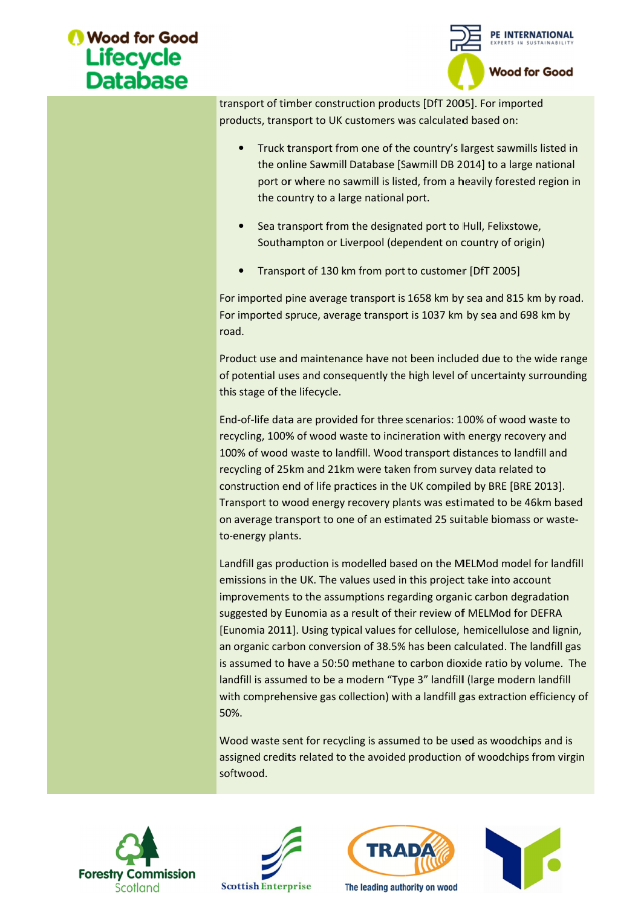transport of timber construction products [DfT 2005]. For imported products, transport to UK customers was calculated based on:

- Truck transport from one of the country's largest sawmills listed in the online Sawmill Database [Sawmill DB 2014] to a large national port or where no sawmill is listed, from a heavily forested region in the country to a large national port.
- Sea transport from the designated port to Hull, Felixstowe, Southampton or Liverpool (dependent on country of origin)
- Transport of 130 km from port to customer [DfT 2005]

For imported pine average transport is 1658 km by sea and 815 km by road. For imported spruce, average transport is 1037 km by sea and 698 km by road.

Product use and maintenance have not been included due to the wide range of potential uses and consequently the high level of uncertainty surrounding this stage of the lifecycle.

End-of-life data are provided for three scenarios: 100% of wood waste to recycling, 100% of wood waste to incineration with energy recovery and 100% of wood waste to landfill. Wood transport distances to landfill and recycling of 25km and 21km were taken from survey data related to construction end of life practices in the UK compiled by BRE [BRE 2013]. Transport to wood energy recovery plants was estimated to be 46km based on average transport to one of an estimated 25 suitable biomass or waste-to-energy plants.

Landfill gas production is modelled based on the MELMod model for landfill emissions in the UK. The values used in this project take into account improvements to the assumptions regarding organic carbon degradation suggested by Eunomia as a result of their review of MELMod for DEFRA [Eunomia 2011]. Using typical values for cellulose, hemicellulose and lignin, an organic carbon conversion of 38.5% has been calculated. The landfill gas is assumed to have a 50:50 methane to carbon dioxide ratio by volume. The landfill is assumed to be a modern "Type 3" landfill (large modern landfill with comprehensive gas collection) with a landfill gas extraction efficiency of 50%.

Wood waste sent for recycling is assumed to be used as woodchips and is assigned credits related to the avoided production of woodchips from virgin softwood.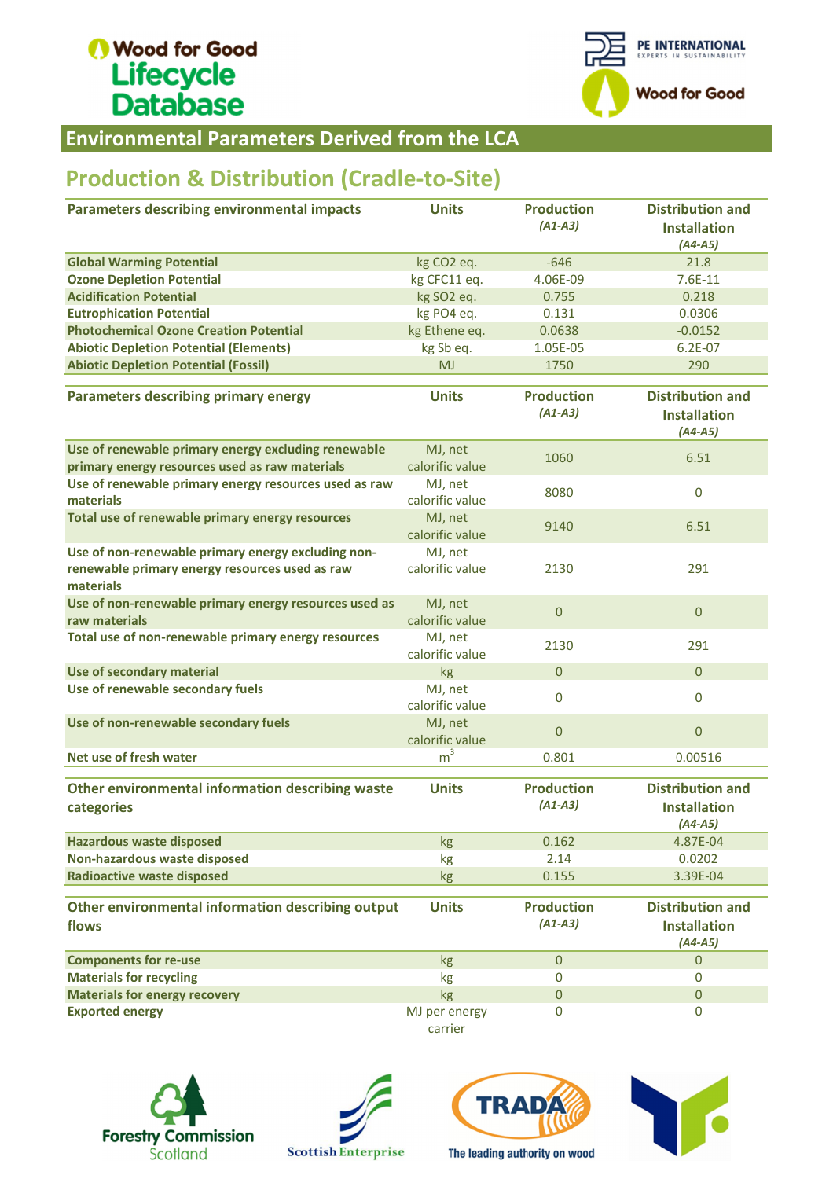# Environmental Parameters Derived from the LCA

## Production & Distribution (Cradle-to-Site)

| Parameters describing environmental impacts | Units | Production *(A1-A3)* | Distribution and Installation *(A4-A5)* |
|---|---|---|---|
| **Global Warming Potential** | kg CO2 eq. | -646 | 21.8 |
| **Ozone Depletion Potential** | kg CFC11 eq. | 4.06E-09 | 7.6E-11 |
| **Acidification Potential** | kg SO2 eq. | 0.755 | 0.218 |
| **Eutrophication Potential** | kg PO4 eq. | 0.131 | 0.0306 |
| **Photochemical Ozone Creation Potential** | kg Ethene eq. | 0.0638 | -0.0152 |
| **Abiotic Depletion Potential (Elements)** | kg Sb eq. | 1.05E-05 | 6.2E-07 |
| **Abiotic Depletion Potential (Fossil)** | MJ | 1750 | 290 |

| Parameters describing primary energy | Units | Production *(A1-A3)* | Distribution and Installation *(A4-A5)* |
|---|---|---|---|
| **Use of renewable primary energy excluding renewable primary energy resources used as raw materials** | MJ, net calorific value | 1060 | 6.51 |
| **Use of renewable primary energy resources used as raw materials** | MJ, net calorific value | 8080 | 0 |
| **Total use of renewable primary energy resources** | MJ, net calorific value | 9140 | 6.51 |
| **Use of non-renewable primary energy excluding non-renewable primary energy resources used as raw materials** | MJ, net calorific value | 2130 | 291 |
| **Use of non-renewable primary energy resources used as raw materials** | MJ, net calorific value | 0 | 0 |
| **Total use of non-renewable primary energy resources** | MJ, net calorific value | 2130 | 291 |
| **Use of secondary material** | kg | 0 | 0 |
| **Use of renewable secondary fuels** | MJ, net calorific value | 0 | 0 |
| **Use of non-renewable secondary fuels** | MJ, net calorific value | 0 | 0 |
| **Net use of fresh water** | $m^3$ | 0.801 | 0.00516 |

| Other environmental information describing waste categories | Units | Production *(A1-A3)* | Distribution and Installation *(A4-A5)* |
|---|---|---|---|
| **Hazardous waste disposed** | kg | 0.162 | 4.87E-04 |
| **Non-hazardous waste disposed** | kg | 2.14 | 0.0202 |
| **Radioactive waste disposed** | kg | 0.155 | 3.39E-04 |

| Other environmental information describing output flows | Units | Production *(A1-A3)* | Distribution and Installation *(A4-A5)* |
|---|---|---|---|
| **Components for re-use** | kg | 0 | 0 |
| **Materials for recycling** | kg | 0 | 0 |
| **Materials for energy recovery** | kg | 0 | 0 |
| **Exported energy** | MJ per energy carrier | 0 | 0 |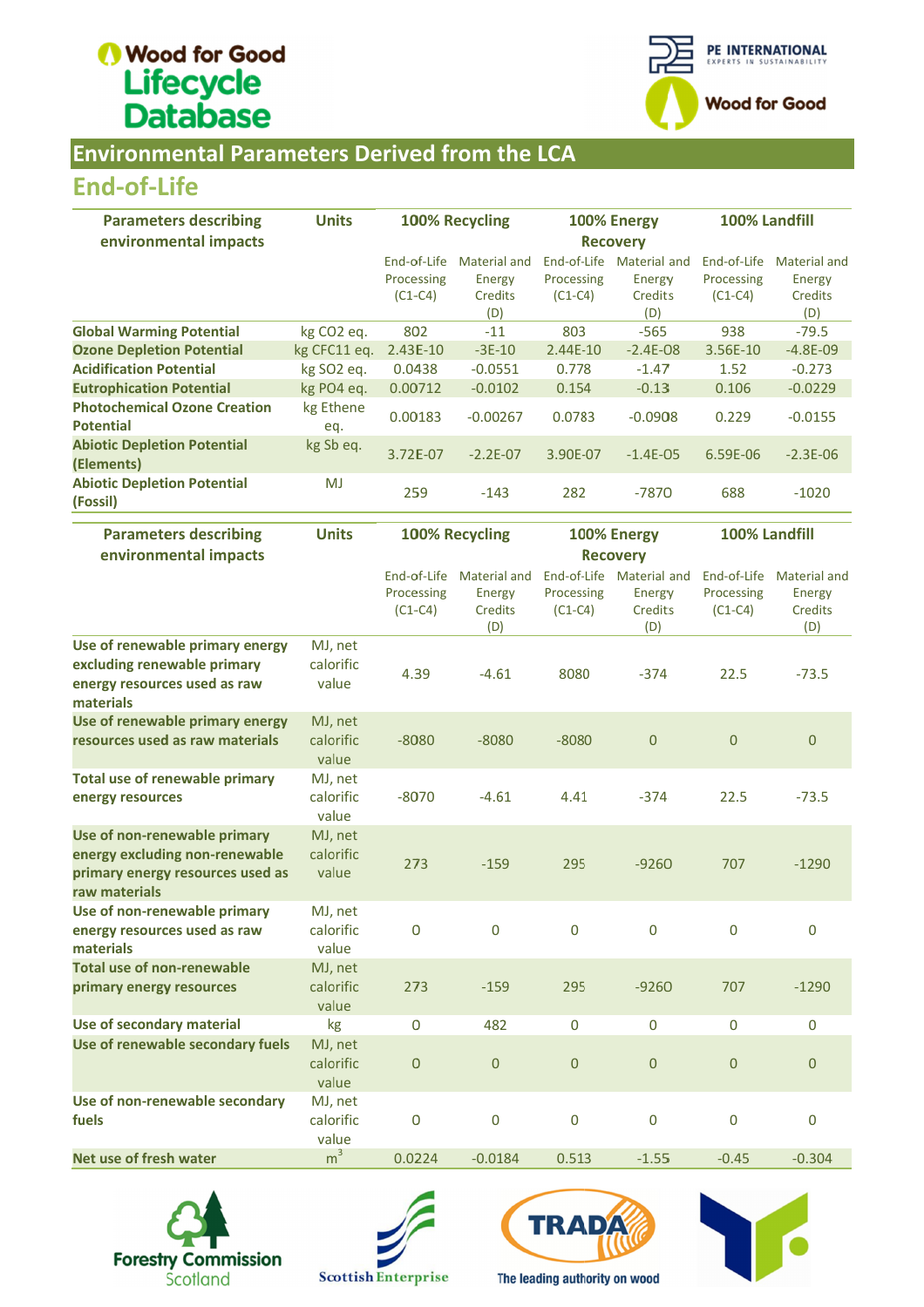# Environmental Parameters Derived from the LCA

## End-of-Life

| Parameters describing environmental impacts | Units | 100% Recycling | | 100% Energy Recovery | | 100% Landfill | |
|---|---|---|---|---|---|---|---|
| | | End-of-Life Processing (C1-C4) | Material and Energy Credits (D) | End-of-Life Processing (C1-C4) | Material and Energy Credits (D) | End-of-Life Processing (C1-C4) | Material and Energy Credits (D) |
| **Global Warming Potential** | kg CO2 eq. | 802 | -11 | 803 | -565 | 938 | -79.5 |
| **Ozone Depletion Potential** | kg CFC11 eq. | 2.43E-10 | -3E-10 | 2.44E-10 | -2.4E-08 | 3.56E-10 | -4.8E-09 |
| **Acidification Potential** | kg SO2 eq. | 0.0438 | -0.0551 | 0.778 | -1.47 | 1.52 | -0.273 |
| **Eutrophication Potential** | kg PO4 eq. | 0.00712 | -0.0102 | 0.154 | -0.13 | 0.106 | -0.0229 |
| **Photochemical Ozone Creation Potential** | kg Ethene eq. | 0.00183 | -0.00267 | 0.0783 | -0.0908 | 0.229 | -0.0155 |
| **Abiotic Depletion Potential (Elements)** | kg Sb eq. | 3.72E-07 | -2.2E-07 | 3.90E-07 | -1.4E-05 | 6.59E-06 | -2.3E-06 |
| **Abiotic Depletion Potential (Fossil)** | MJ | 259 | -143 | 282 | -7870 | 688 | -1020 |

| Parameters describing environmental impacts | Units | 100% Recycling | | 100% Energy Recovery | | 100% Landfill | |
|---|---|---|---|---|---|---|---|
| | | End-of-Life Processing (C1-C4) | Material and Energy Credits (D) | End-of-Life Processing (C1-C4) | Material and Energy Credits (D) | End-of-Life Processing (C1-C4) | Material and Energy Credits (D) |
| **Use of renewable primary energy excluding renewable primary energy resources used as raw materials** | MJ, net calorific value | 4.39 | -4.61 | 8080 | -374 | 22.5 | -73.5 |
| **Use of renewable primary energy resources used as raw materials** | MJ, net calorific value | -8080 | -8080 | -8080 | 0 | 0 | 0 |
| **Total use of renewable primary energy resources** | MJ, net calorific value | -8070 | -4.61 | 4.41 | -374 | 22.5 | -73.5 |
| **Use of non-renewable primary energy excluding non-renewable primary energy resources used as raw materials** | MJ, net calorific value | 273 | -159 | 295 | -9260 | 707 | -1290 |
| **Use of non-renewable primary energy resources used as raw materials** | MJ, net calorific value | 0 | 0 | 0 | 0 | 0 | 0 |
| **Total use of non-renewable primary energy resources** | MJ, net calorific value | 273 | -159 | 295 | -9260 | 707 | -1290 |
| **Use of secondary material** | kg | 0 | 482 | 0 | 0 | 0 | 0 |
| **Use of renewable secondary fuels** | MJ, net calorific value | 0 | 0 | 0 | 0 | 0 | 0 |
| **Use of non-renewable secondary fuels** | MJ, net calorific value | 0 | 0 | 0 | 0 | 0 | 0 |
| **Net use of fresh water** | $m^3$ | 0.0224 | -0.0184 | 0.513 | -1.55 | -0.45 | -0.304 |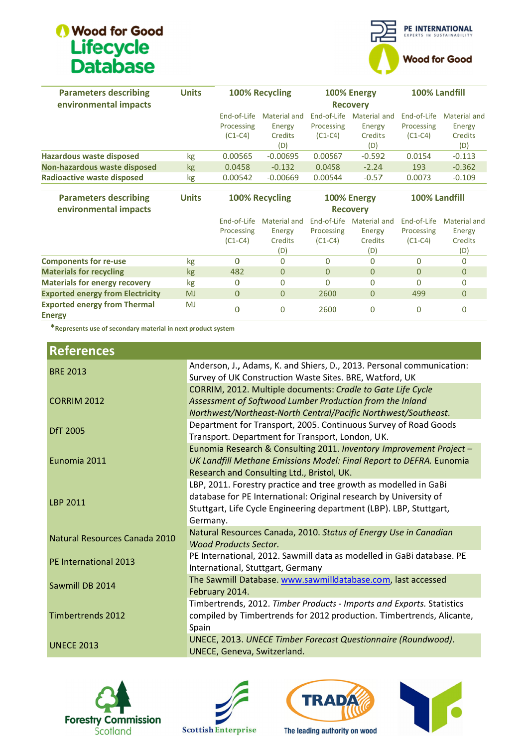| Parameters describing environmental impacts | Units | 100% Recycling | | 100% Energy Recovery | | 100% Landfill | |
|---|---|---|---|---|---|---|---|
| | | End-of-Life Processing (C1-C4) | Material and Energy Credits (D) | End-of-Life Processing (C1-C4) | Material and Energy Credits (D) | End-of-Life Processing (C1-C4) | Material and Energy Credits (D) |
| **Hazardous waste disposed** | kg | 0.00565 | -0.00695 | 0.00567 | -0.592 | 0.0154 | -0.113 |
| **Non-hazardous waste disposed** | kg | 0.0458 | -0.132 | 0.0458 | -2.24 | 193 | -0.362 |
| **Radioactive waste disposed** | kg | 0.00542 | -0.00669 | 0.00544 | -0.57 | 0.0073 | -0.109 |

| Parameters describing environmental impacts | Units | 100% Recycling | | 100% Energy Recovery | | 100% Landfill | |
|---|---|---|---|---|---|---|---|
| | | End-of-Life Processing (C1-C4) | Material and Energy Credits (D) | End-of-Life Processing (C1-C4) | Material and Energy Credits (D) | End-of-Life Processing (C1-C4) | Material and Energy Credits (D) |
| **Components for re-use** | kg | 0 | 0 | 0 | 0 | 0 | 0 |
| **Materials for recycling** | kg | 482 | 0 | 0 | 0 | 0 | 0 |
| **Materials for energy recovery** | kg | 0 | 0 | 0 | 0 | 0 | 0 |
| **Exported energy from Electricity** | MJ | 0 | 0 | 2600 | 0 | 499 | 0 |
| **Exported energy from Thermal Energy** | MJ | 0 | 0 | 2600 | 0 | 0 | 0 |

***Represents use of secondary material in next product system**

## References

| | |
|---|---|
| BRE 2013 | Anderson, J., Adams, K. and Shiers, D., 2013. Personal communication: Survey of UK Construction Waste Sites. BRE, Watford, UK |
| CORRIM 2012 | CORRIM, 2012. Multiple documents: *Cradle to Gate Life Cycle Assessment of Softwood Lumber Production from the Inland Northwest/Northeast-North Central/Pacific Northwest/Southeast*. |
| DfT 2005 | Department for Transport, 2005. Continuous Survey of Road Goods Transport. Department for Transport, London, UK. |
| Eunomia 2011 | Eunomia Research & Consulting 2011. *Inventory Improvement Project – UK Landfill Methane Emissions Model: Final Report to DEFRA.* Eunomia Research and Consulting Ltd., Bristol, UK. |
| LBP 2011 | LBP, 2011. Forestry practice and tree growth as modelled in GaBi database for PE International: Original research by University of Stuttgart, Life Cycle Engineering department (LBP). LBP, Stuttgart, Germany. |
| Natural Resources Canada 2010 | Natural Resources Canada, 2010. *Status of Energy Use in Canadian Wood Products Sector.* |
| PE International 2013 | PE International, 2012. Sawmill data as modelled in GaBi database. PE International, Stuttgart, Germany |
| Sawmill DB 2014 | The Sawmill Database. www.sawmilldatabase.com, last accessed February 2014. |
| Timbertrends 2012 | Timbertrends, 2012. *Timber Products - Imports and Exports.* Statistics compiled by Timbertrends for 2012 production. Timbertrends, Alicante, Spain |
| UNECE 2013 | UNECE, 2013. *UNECE Timber Forecast Questionnaire (Roundwood)*. UNECE, Geneva, Switzerland. |